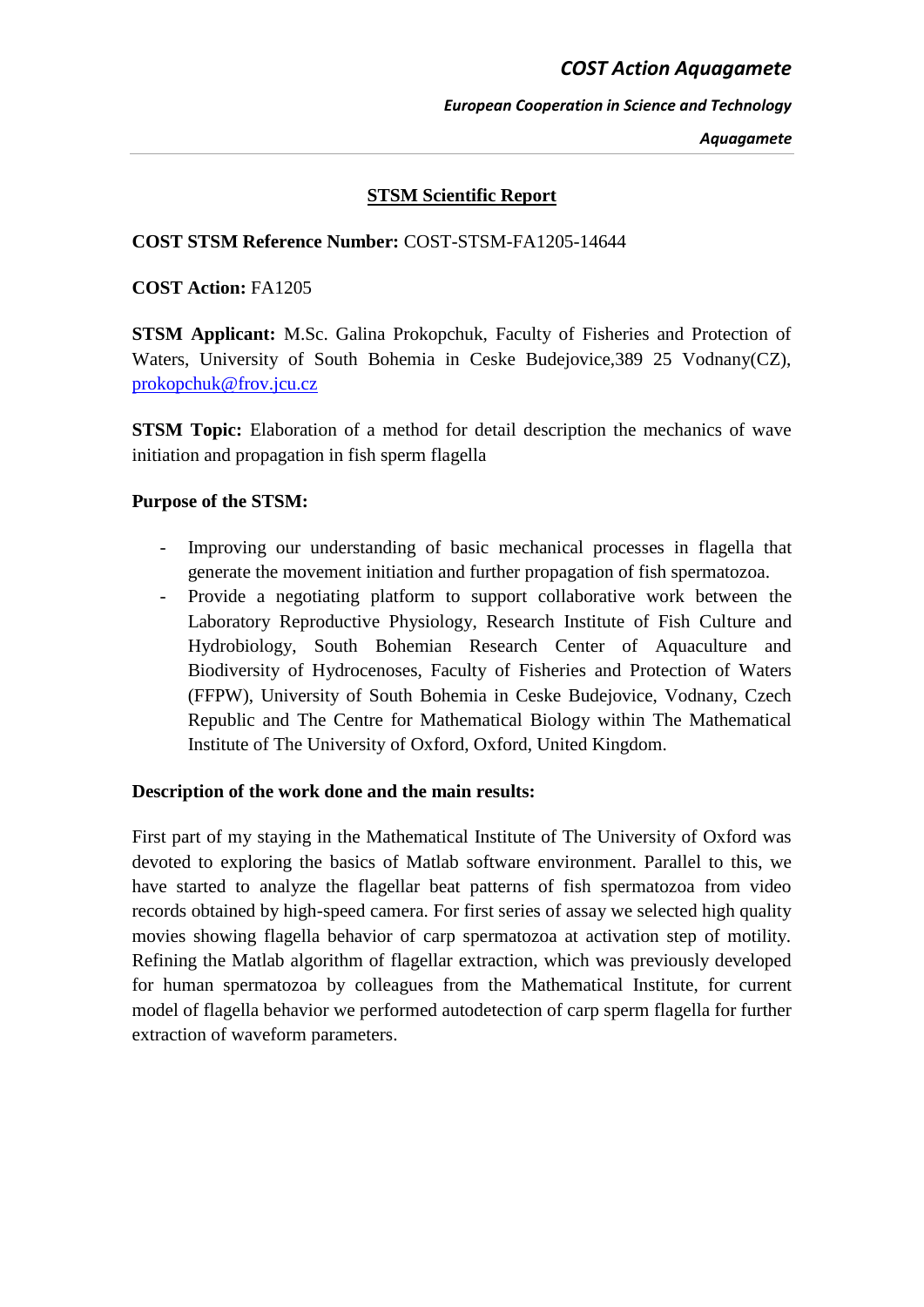*COST Action Aquagamete*

***European Cooperation in Science and Technology***

***Aquagamete***

## STSM Scientific Report

**COST STSM Reference Number:** COST-STSM-FA1205-14644

**COST Action:** FA1205

**STSM Applicant:** M.Sc. Galina Prokopchuk, Faculty of Fisheries and Protection of Waters, University of South Bohemia in Ceske Budejovice,389 25 Vodnany(CZ), prokopchuk@frov.jcu.cz

**STSM Topic:** Elaboration of a method for detail description the mechanics of wave initiation and propagation in fish sperm flagella

**Purpose of the STSM:**

- Improving our understanding of basic mechanical processes in flagella that generate the movement initiation and further propagation of fish spermatozoa.
- Provide a negotiating platform to support collaborative work between the Laboratory Reproductive Physiology, Research Institute of Fish Culture and Hydrobiology, South Bohemian Research Center of Aquaculture and Biodiversity of Hydrocenoses, Faculty of Fisheries and Protection of Waters (FFPW), University of South Bohemia in Ceske Budejovice, Vodnany, Czech Republic and The Centre for Mathematical Biology within The Mathematical Institute of The University of Oxford, Oxford, United Kingdom.

**Description of the work done and the main results:**

First part of my staying in the Mathematical Institute of The University of Oxford was devoted to exploring the basics of Matlab software environment. Parallel to this, we have started to analyze the flagellar beat patterns of fish spermatozoa from video records obtained by high-speed camera. For first series of assay we selected high quality movies showing flagella behavior of carp spermatozoa at activation step of motility. Refining the Matlab algorithm of flagellar extraction, which was previously developed for human spermatozoa by colleagues from the Mathematical Institute, for current model of flagella behavior we performed autodetection of carp sperm flagella for further extraction of waveform parameters.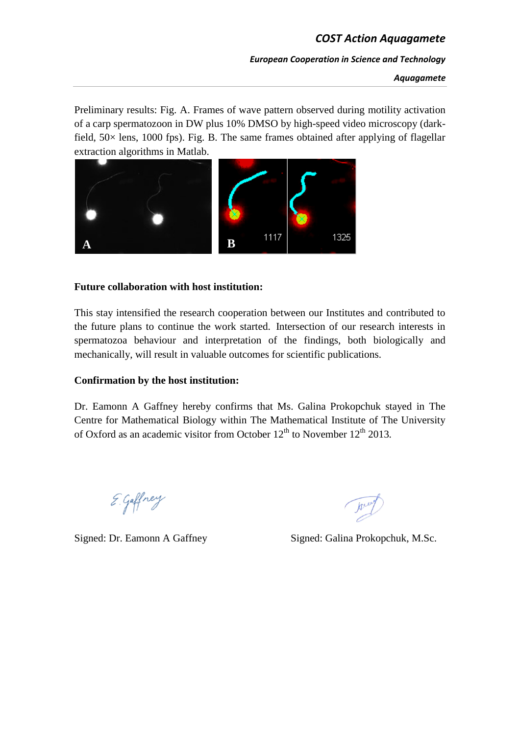Preliminary results: Fig. A. Frames of wave pattern observed during motility activation of a carp spermatozoon in DW plus 10% DMSO by high-speed video microscopy (dark-field, 50× lens, 1000 fps). Fig. B. The same frames obtained after applying of flagellar extraction algorithms in Matlab.

A

B

1117

1325

**Future collaboration with host institution:**

This stay intensified the research cooperation between our Institutes and contributed to the future plans to continue the work started. Intersection of our research interests in spermatozoa behaviour and interpretation of the findings, both biologically and mechanically, will result in valuable outcomes for scientific publications.

**Confirmation by the host institution:**

Dr. Eamonn A Gaffney hereby confirms that Ms. Galina Prokopchuk stayed in The Centre for Mathematical Biology within The Mathematical Institute of The University of Oxford as an academic visitor from October 12th to November 12th 2013.

Signed: Dr. Eamonn A Gaffney

Signed: Galina Prokopchuk, M.Sc.